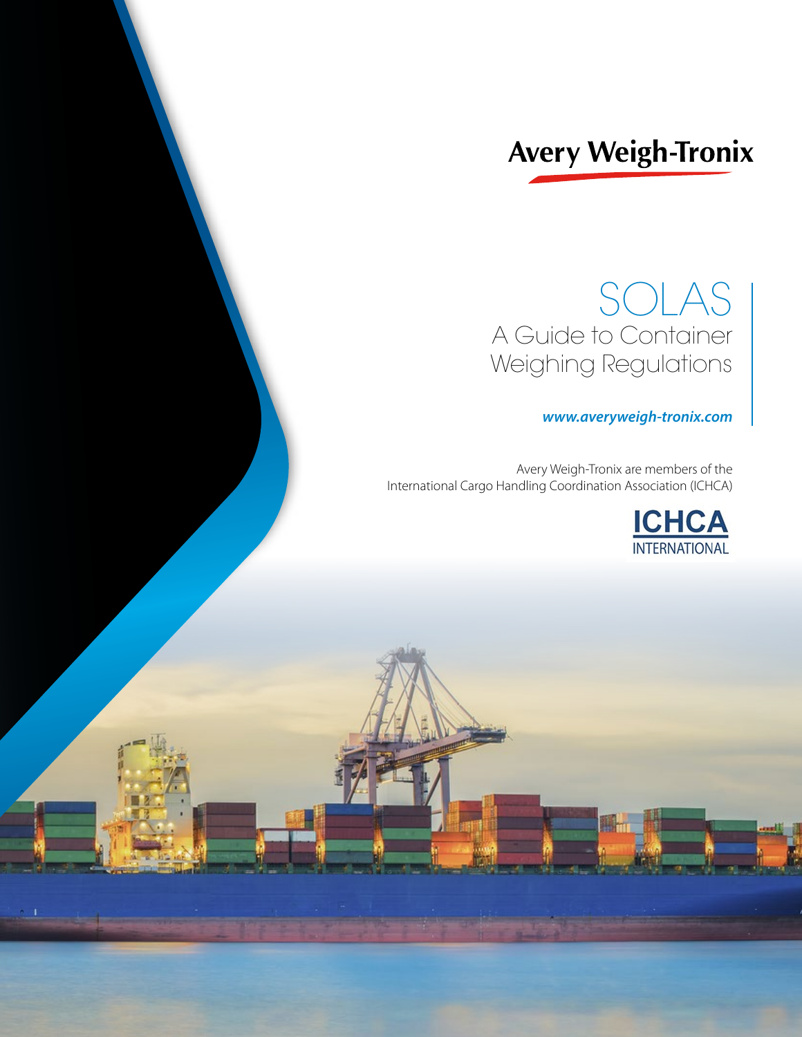Avery Weigh-Tronix

# SOLAS

## A Guide to Container Weighing Regulations

*www.averyweigh-tronix.com*

Avery Weigh-Tronix are members of the International Cargo Handling Coordination Association (ICHCA)

ICHCA INTERNATIONAL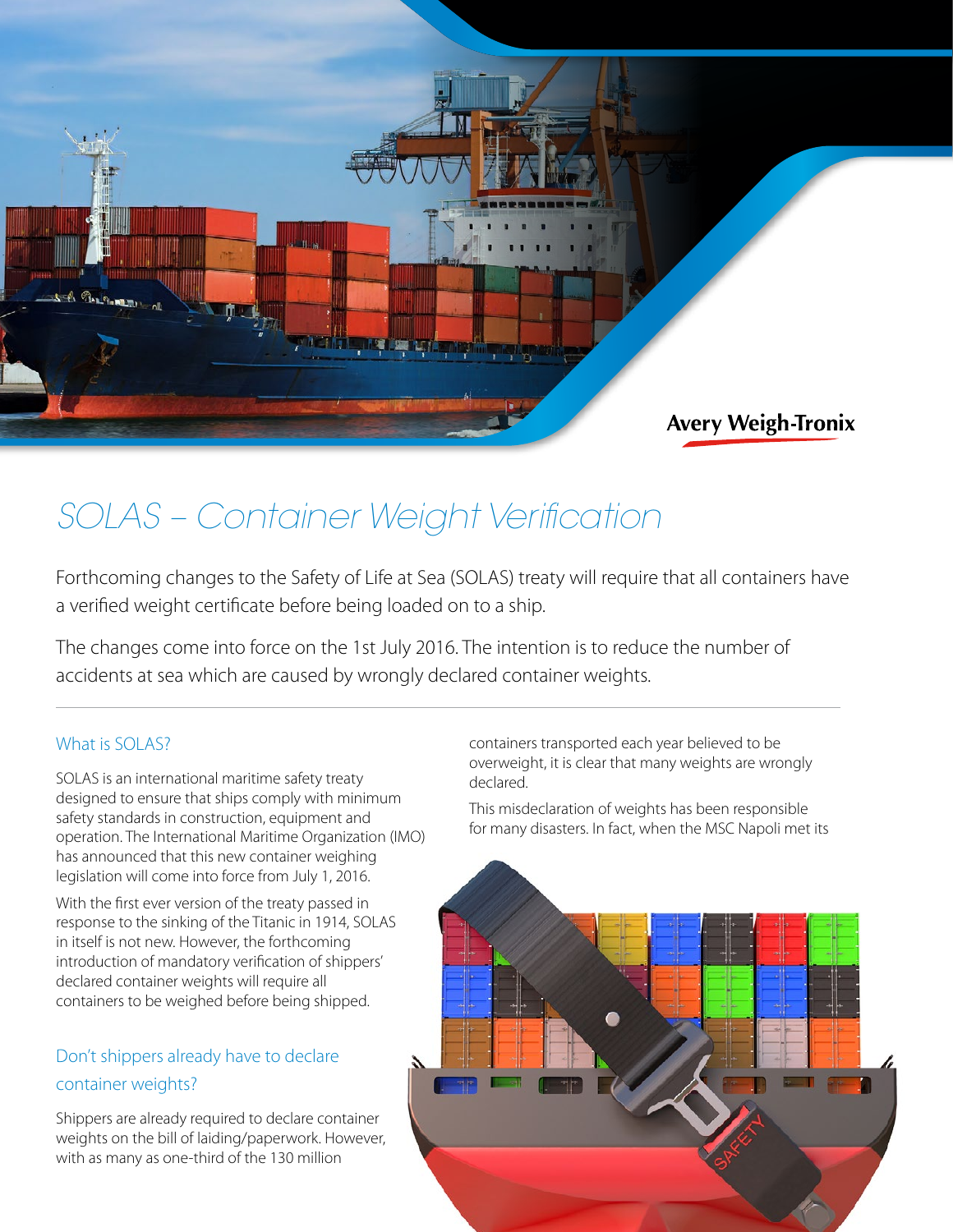Avery Weigh-Tronix

# SOLAS – Container Weight Verification

Forthcoming changes to the Safety of Life at Sea (SOLAS) treaty will require that all containers have a verified weight certificate before being loaded on to a ship.

The changes come into force on the 1st July 2016. The intention is to reduce the number of accidents at sea which are caused by wrongly declared container weights.

---

## What is SOLAS?

SOLAS is an international maritime safety treaty designed to ensure that ships comply with minimum safety standards in construction, equipment and operation. The International Maritime Organization (IMO) has announced that this new container weighing legislation will come into force from July 1, 2016.

With the first ever version of the treaty passed in response to the sinking of the Titanic in 1914, SOLAS in itself is not new. However, the forthcoming introduction of mandatory verification of shippers' declared container weights will require all containers to be weighed before being shipped.

## Don't shippers already have to declare container weights?

Shippers are already required to declare container weights on the bill of laiding/paperwork. However, with as many as one-third of the 130 million containers transported each year believed to be overweight, it is clear that many weights are wrongly declared.

This misdeclaration of weights has been responsible for many disasters. In fact, when the MSC Napoli met its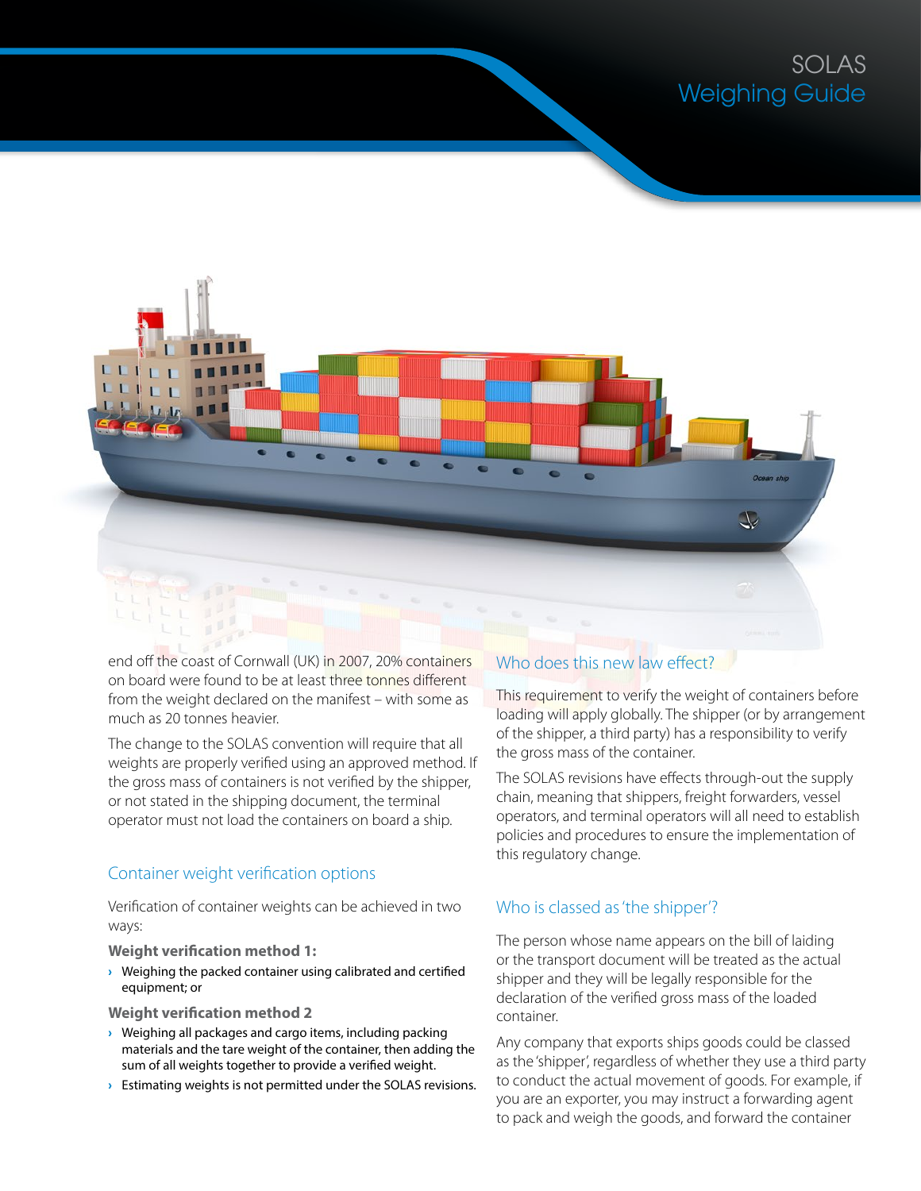end off the coast of Cornwall (UK) in 2007, 20% containers on board were found to be at least three tonnes different from the weight declared on the manifest – with some as much as 20 tonnes heavier.

The change to the SOLAS convention will require that all weights are properly verified using an approved method. If the gross mass of containers is not verified by the shipper, or not stated in the shipping document, the terminal operator must not load the containers on board a ship.

## Container weight verification options

Verification of container weights can be achieved in two ways:

**Weight verification method 1:**

- Weighing the packed container using calibrated and certified equipment; or

**Weight verification method 2**

- Weighing all packages and cargo items, including packing materials and the tare weight of the container, then adding the sum of all weights together to provide a verified weight.
- Estimating weights is not permitted under the SOLAS revisions.

## Who does this new law effect?

This requirement to verify the weight of containers before loading will apply globally. The shipper (or by arrangement of the shipper, a third party) has a responsibility to verify the gross mass of the container.

The SOLAS revisions have effects through-out the supply chain, meaning that shippers, freight forwarders, vessel operators, and terminal operators will all need to establish policies and procedures to ensure the implementation of this regulatory change.

## Who is classed as 'the shipper'?

The person whose name appears on the bill of laiding or the transport document will be treated as the actual shipper and they will be legally responsible for the declaration of the verified gross mass of the loaded container.

Any company that exports ships goods could be classed as the 'shipper', regardless of whether they use a third party to conduct the actual movement of goods. For example, if you are an exporter, you may instruct a forwarding agent to pack and weigh the goods, and forward the container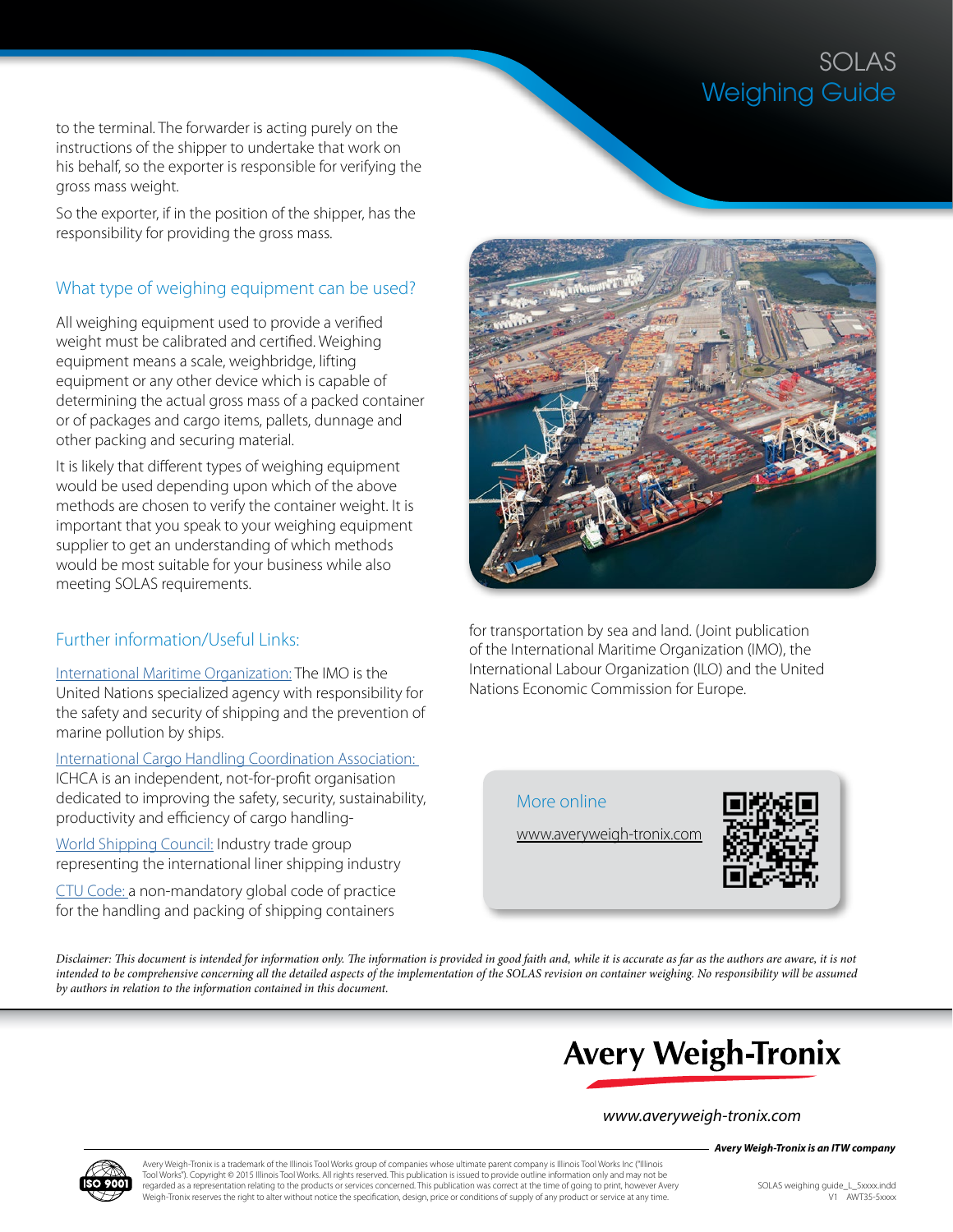to the terminal. The forwarder is acting purely on the instructions of the shipper to undertake that work on his behalf, so the exporter is responsible for verifying the gross mass weight.

So the exporter, if in the position of the shipper, has the responsibility for providing the gross mass.

## What type of weighing equipment can be used?

All weighing equipment used to provide a verified weight must be calibrated and certified. Weighing equipment means a scale, weighbridge, lifting equipment or any other device which is capable of determining the actual gross mass of a packed container or of packages and cargo items, pallets, dunnage and other packing and securing material.

It is likely that different types of weighing equipment would be used depending upon which of the above methods are chosen to verify the container weight. It is important that you speak to your weighing equipment supplier to get an understanding of which methods would be most suitable for your business while also meeting SOLAS requirements.

## Further information/Useful Links:

International Maritime Organization: The IMO is the United Nations specialized agency with responsibility for the safety and security of shipping and the prevention of marine pollution by ships.

International Cargo Handling Coordination Association: ICHCA is an independent, not-for-profit organisation dedicated to improving the safety, security, sustainability, productivity and efficiency of cargo handling-

World Shipping Council: Industry trade group representing the international liner shipping industry

CTU Code: a non-mandatory global code of practice for the handling and packing of shipping containers for transportation by sea and land. (Joint publication of the International Maritime Organization (IMO), the International Labour Organization (ILO) and the United Nations Economic Commission for Europe.

More online

www.averyweigh-tronix.com

*Disclaimer: This document is intended for information only. The information is provided in good faith and, while it is accurate as far as the authors are aware, it is not intended to be comprehensive concerning all the detailed aspects of the implementation of the SOLAS revision on container weighing. No responsibility will be assumed by authors in relation to the information contained in this document.*

Avery Weigh-Tronix

*www.averyweigh-tronix.com*

***Avery Weigh-Tronix is an ITW company***

Avery Weigh-Tronix is a trademark of the Illinois Tool Works group of companies whose ultimate parent company is Illinois Tool Works Inc ("Illinois Tool Works"). Copyright © 2015 Illinois Tool Works. All rights reserved. This publication is issued to provide outline information only and may not be regarded as a representation relating to the products or services concerned. This publication was correct at the time of going to print, however Avery Weigh-Tronix reserves the right to alter without notice the specification, design, price or conditions of supply of any product or service at any time.

SOLAS weighing guide_L_5xxxx.indd
V1 AWT35-5xxxx